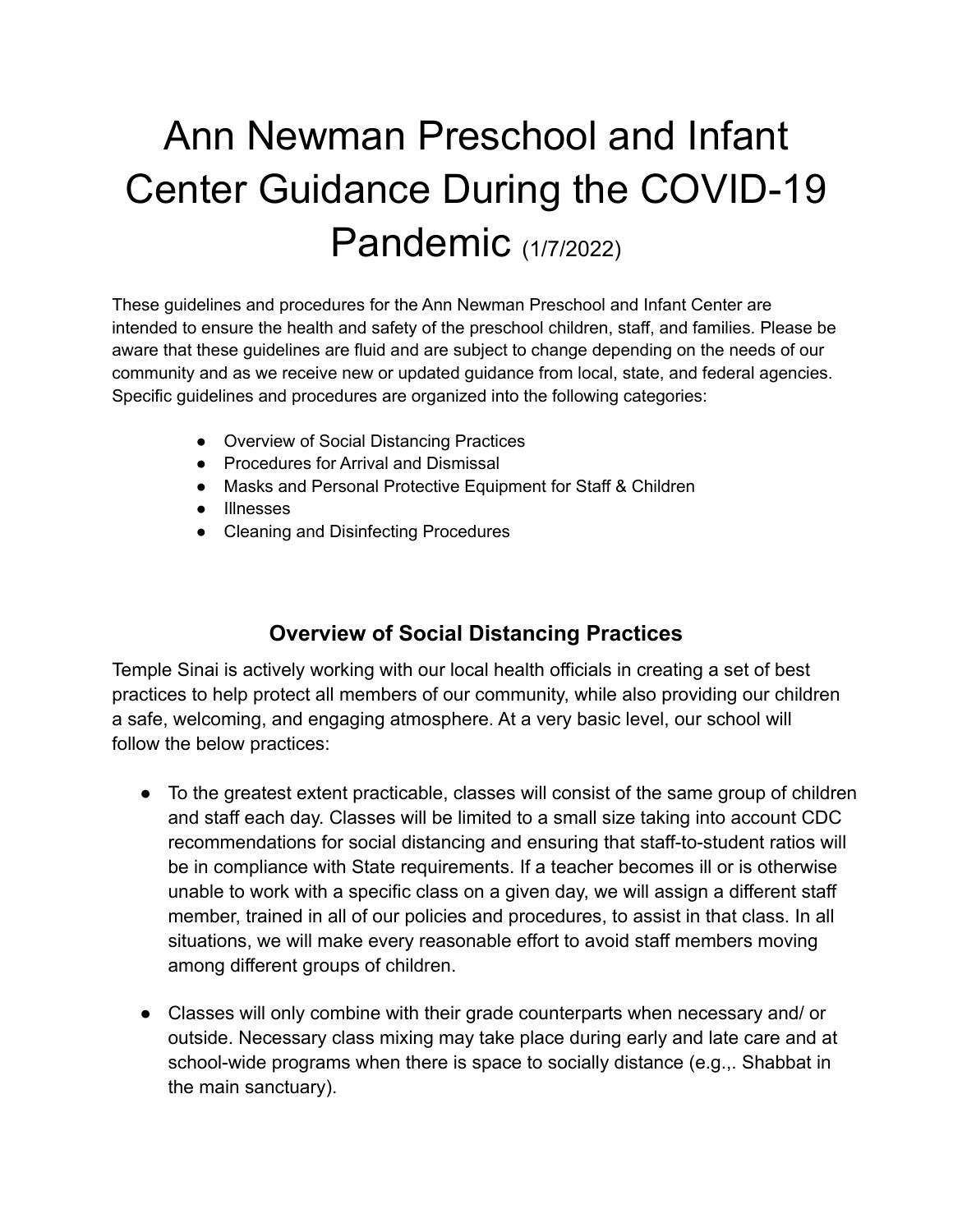# Ann Newman Preschool and Infant Center Guidance During the COVID-19 Pandemic (1/7/2022)

These guidelines and procedures for the Ann Newman Preschool and Infant Center are intended to ensure the health and safety of the preschool children, staff, and families. Please be aware that these guidelines are fluid and are subject to change depending on the needs of our community and as we receive new or updated guidance from local, state, and federal agencies. Specific guidelines and procedures are organized into the following categories:

- Overview of Social Distancing Practices
- Procedures for Arrival and Dismissal
- Masks and Personal Protective Equipment for Staff & Children
- Illnesses
- Cleaning and Disinfecting Procedures

## Overview of Social Distancing Practices

Temple Sinai is actively working with our local health officials in creating a set of best practices to help protect all members of our community, while also providing our children a safe, welcoming, and engaging atmosphere. At a very basic level, our school will follow the below practices:

- To the greatest extent practicable, classes will consist of the same group of children and staff each day. Classes will be limited to a small size taking into account CDC recommendations for social distancing and ensuring that staff-to-student ratios will be in compliance with State requirements. If a teacher becomes ill or is otherwise unable to work with a specific class on a given day, we will assign a different staff member, trained in all of our policies and procedures, to assist in that class. In all situations, we will make every reasonable effort to avoid staff members moving among different groups of children.

- Classes will only combine with their grade counterparts when necessary and/ or outside. Necessary class mixing may take place during early and late care and at school-wide programs when there is space to socially distance (e.g.,. Shabbat in the main sanctuary).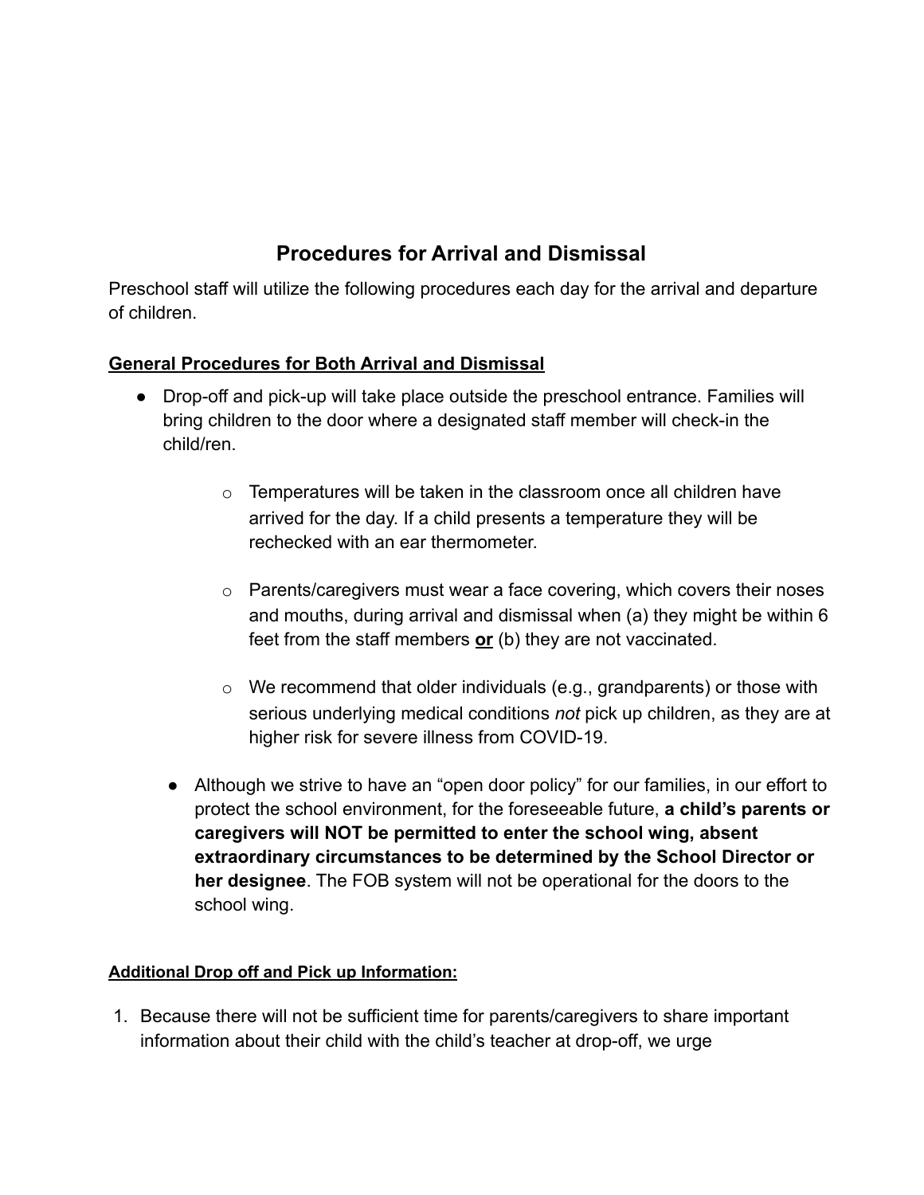## Procedures for Arrival and Dismissal

Preschool staff will utilize the following procedures each day for the arrival and departure of children.

**General Procedures for Both Arrival and Dismissal**

- Drop-off and pick-up will take place outside the preschool entrance. Families will bring children to the door where a designated staff member will check-in the child/ren.
    - Temperatures will be taken in the classroom once all children have arrived for the day. If a child presents a temperature they will be rechecked with an ear thermometer.
    - Parents/caregivers must wear a face covering, which covers their noses and mouths, during arrival and dismissal when (a) they might be within 6 feet from the staff members **or** (b) they are not vaccinated.
    - We recommend that older individuals (e.g., grandparents) or those with serious underlying medical conditions *not* pick up children, as they are at higher risk for severe illness from COVID-19.
- Although we strive to have an "open door policy" for our families, in our effort to protect the school environment, for the foreseeable future, **a child's parents or caregivers will NOT be permitted to enter the school wing, absent extraordinary circumstances to be determined by the School Director or her designee**. The FOB system will not be operational for the doors to the school wing.

**Additional Drop off and Pick up Information:**

1. Because there will not be sufficient time for parents/caregivers to share important information about their child with the child's teacher at drop-off, we urge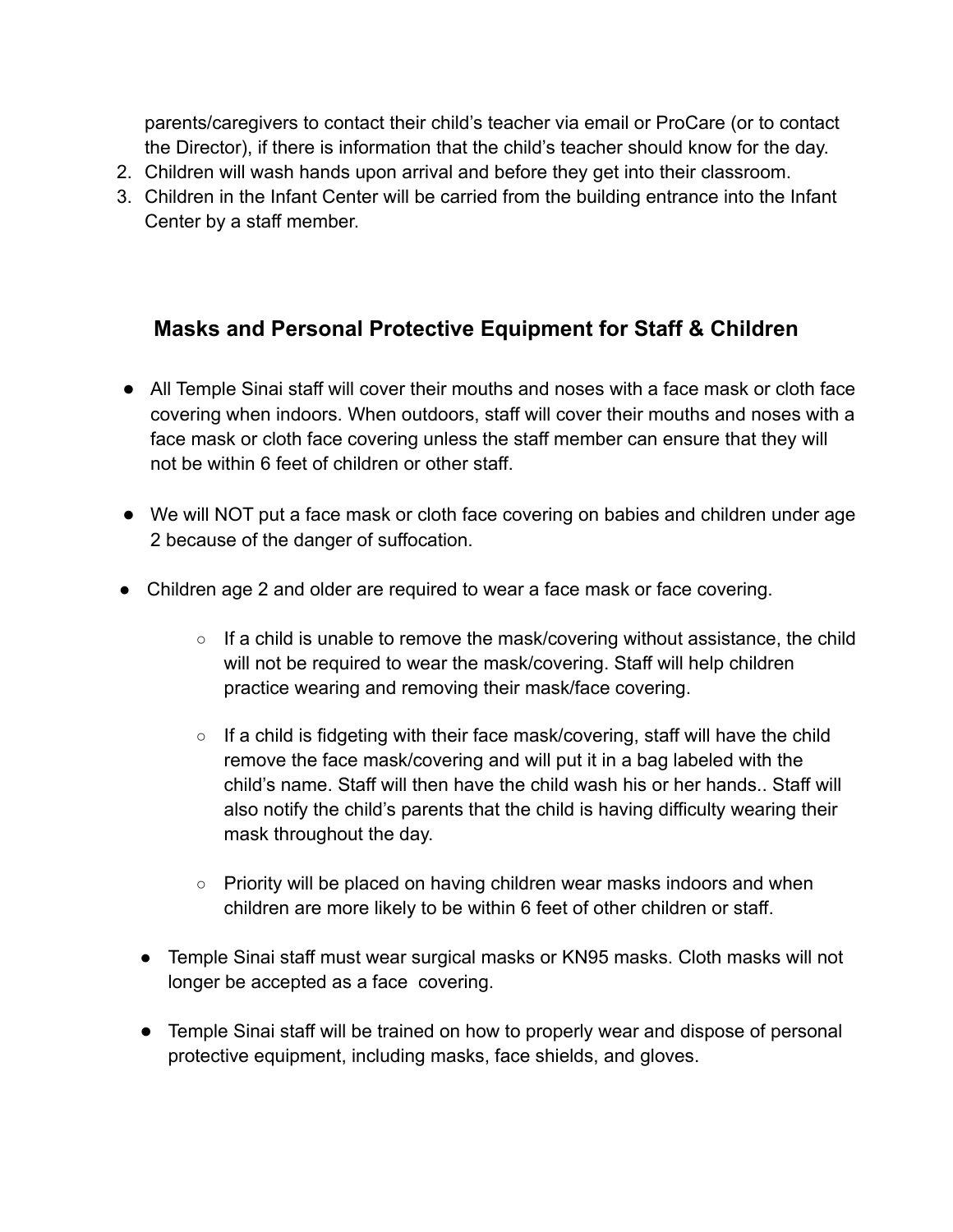parents/caregivers to contact their child's teacher via email or ProCare (or to contact the Director), if there is information that the child's teacher should know for the day.

2. Children will wash hands upon arrival and before they get into their classroom.
3. Children in the Infant Center will be carried from the building entrance into the Infant Center by a staff member.

## Masks and Personal Protective Equipment for Staff & Children

- All Temple Sinai staff will cover their mouths and noses with a face mask or cloth face covering when indoors. When outdoors, staff will cover their mouths and noses with a face mask or cloth face covering unless the staff member can ensure that they will not be within 6 feet of children or other staff.

- We will NOT put a face mask or cloth face covering on babies and children under age 2 because of the danger of suffocation.

- Children age 2 and older are required to wear a face mask or face covering.

    - If a child is unable to remove the mask/covering without assistance, the child will not be required to wear the mask/covering. Staff will help children practice wearing and removing their mask/face covering.

    - If a child is fidgeting with their face mask/covering, staff will have the child remove the face mask/covering and will put it in a bag labeled with the child's name. Staff will then have the child wash his or her hands.. Staff will also notify the child's parents that the child is having difficulty wearing their mask throughout the day.

    - Priority will be placed on having children wear masks indoors and when children are more likely to be within 6 feet of other children or staff.

- Temple Sinai staff must wear surgical masks or KN95 masks. Cloth masks will not longer be accepted as a face covering.

- Temple Sinai staff will be trained on how to properly wear and dispose of personal protective equipment, including masks, face shields, and gloves.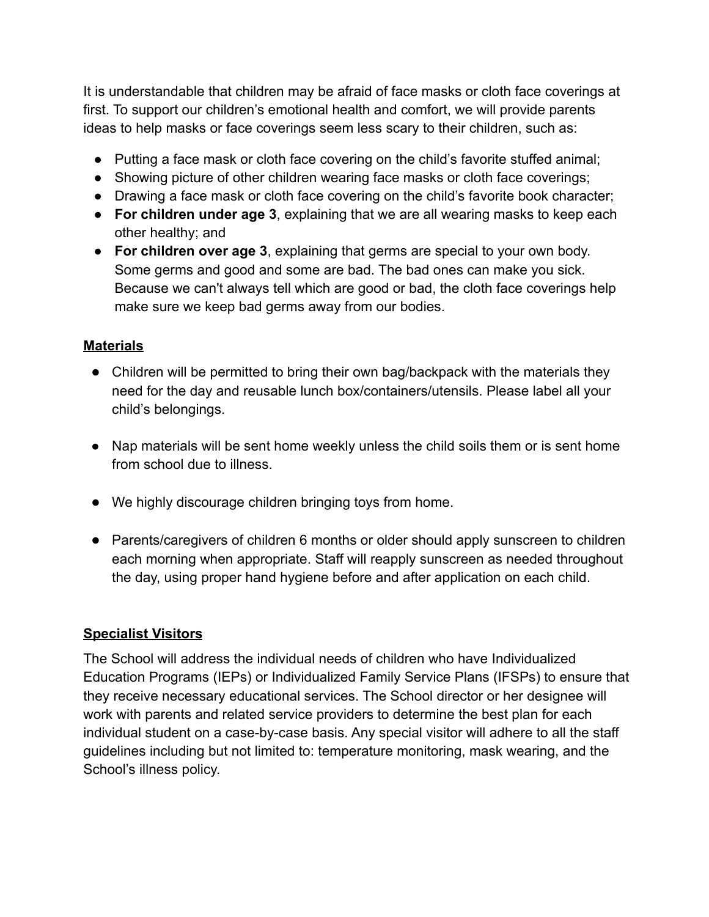It is understandable that children may be afraid of face masks or cloth face coverings at first. To support our children's emotional health and comfort, we will provide parents ideas to help masks or face coverings seem less scary to their children, such as:

- Putting a face mask or cloth face covering on the child's favorite stuffed animal;
- Showing picture of other children wearing face masks or cloth face coverings;
- Drawing a face mask or cloth face covering on the child's favorite book character;
- **For children under age 3**, explaining that we are all wearing masks to keep each other healthy; and
- **For children over age 3**, explaining that germs are special to your own body. Some germs and good and some are bad. The bad ones can make you sick. Because we can't always tell which are good or bad, the cloth face coverings help make sure we keep bad germs away from our bodies.

## Materials

- Children will be permitted to bring their own bag/backpack with the materials they need for the day and reusable lunch box/containers/utensils. Please label all your child's belongings.
- Nap materials will be sent home weekly unless the child soils them or is sent home from school due to illness.
- We highly discourage children bringing toys from home.
- Parents/caregivers of children 6 months or older should apply sunscreen to children each morning when appropriate. Staff will reapply sunscreen as needed throughout the day, using proper hand hygiene before and after application on each child.

## Specialist Visitors

The School will address the individual needs of children who have Individualized Education Programs (IEPs) or Individualized Family Service Plans (IFSPs) to ensure that they receive necessary educational services. The School director or her designee will work with parents and related service providers to determine the best plan for each individual student on a case-by-case basis. Any special visitor will adhere to all the staff guidelines including but not limited to: temperature monitoring, mask wearing, and the School's illness policy.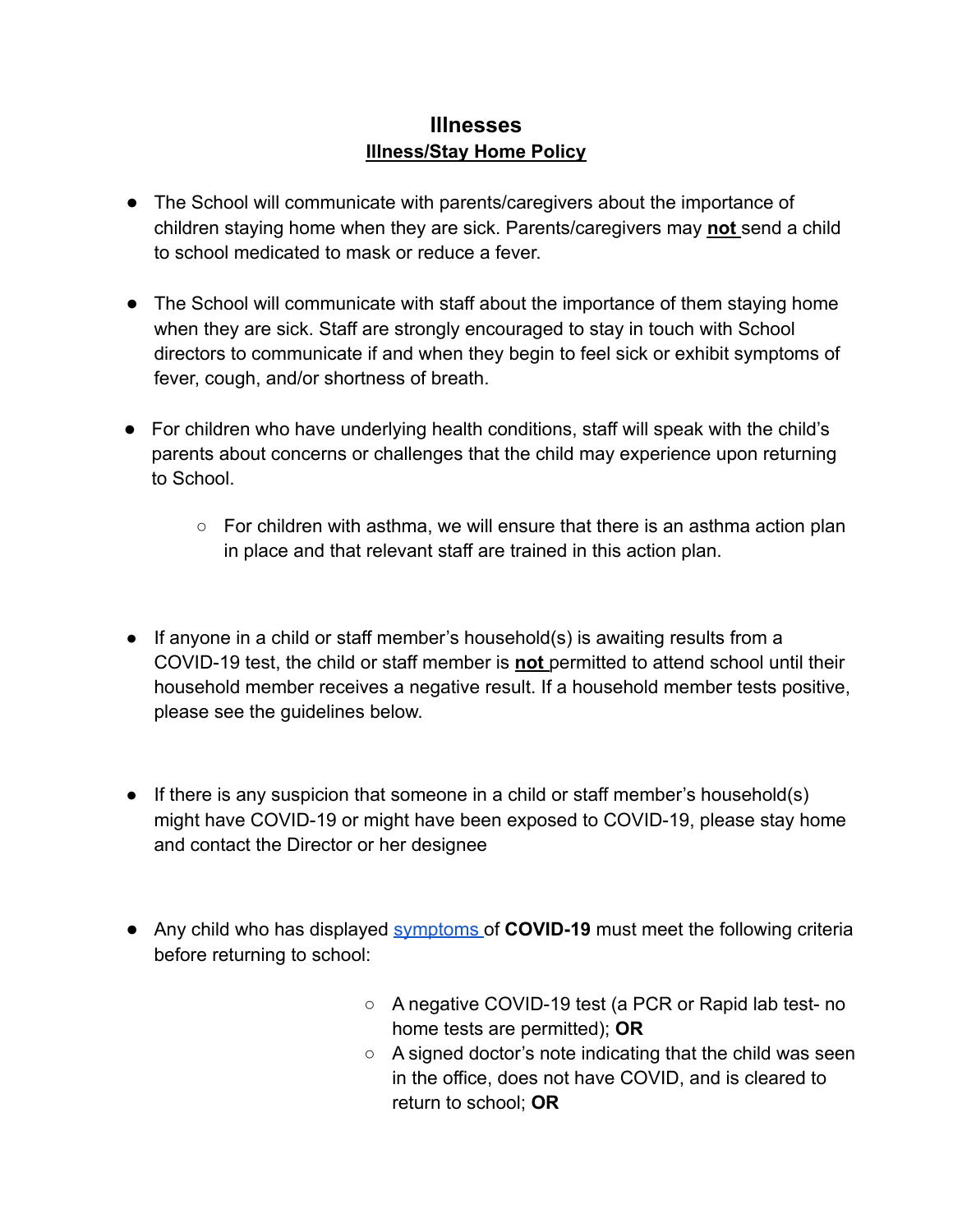## Illnesses

### Illness/Stay Home Policy

- The School will communicate with parents/caregivers about the importance of children staying home when they are sick. Parents/caregivers may **not** send a child to school medicated to mask or reduce a fever.

- The School will communicate with staff about the importance of them staying home when they are sick. Staff are strongly encouraged to stay in touch with School directors to communicate if and when they begin to feel sick or exhibit symptoms of fever, cough, and/or shortness of breath.

- For children who have underlying health conditions, staff will speak with the child's parents about concerns or challenges that the child may experience upon returning to School.
  - For children with asthma, we will ensure that there is an asthma action plan in place and that relevant staff are trained in this action plan.

- If anyone in a child or staff member's household(s) is awaiting results from a COVID-19 test, the child or staff member is **not** permitted to attend school until their household member receives a negative result. If a household member tests positive, please see the guidelines below.

- If there is any suspicion that someone in a child or staff member's household(s) might have COVID-19 or might have been exposed to COVID-19, please stay home and contact the Director or her designee

- Any child who has displayed [symptoms](symptoms) of **COVID-19** must meet the following criteria before returning to school:
  - A negative COVID-19 test (a PCR or Rapid lab test- no home tests are permitted); **OR**
  - A signed doctor's note indicating that the child was seen in the office, does not have COVID, and is cleared to return to school; **OR**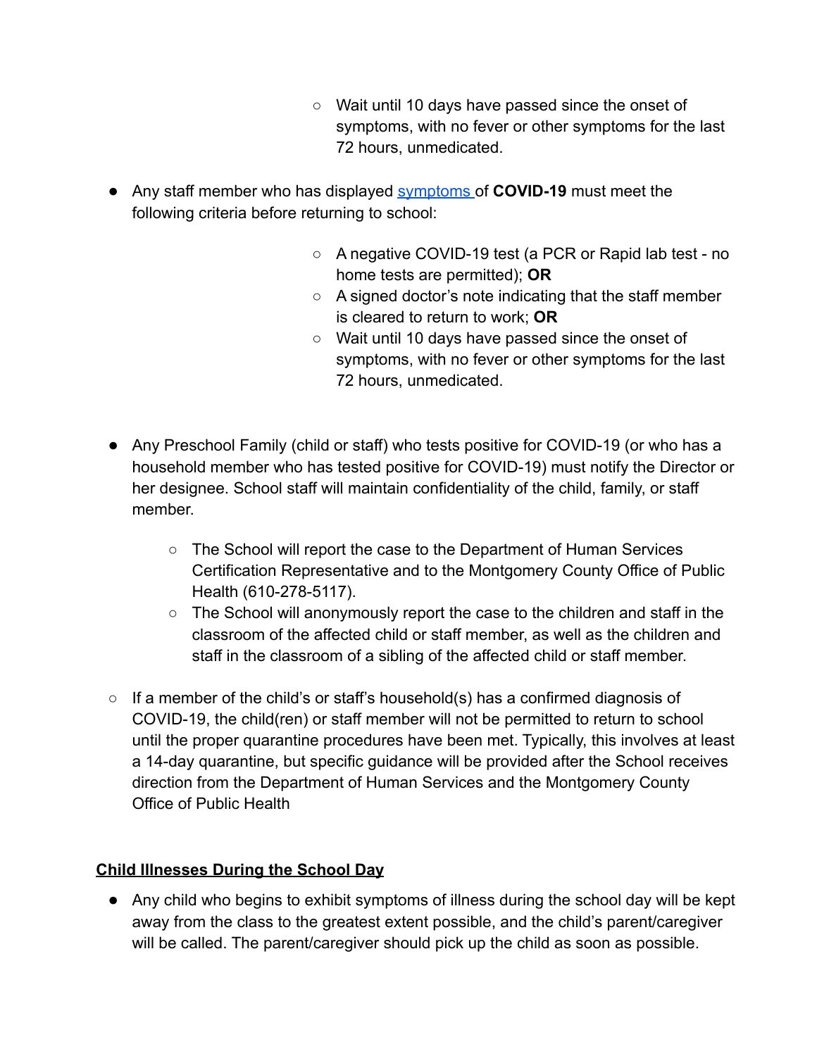- Wait until 10 days have passed since the onset of symptoms, with no fever or other symptoms for the last 72 hours, unmedicated.

- Any staff member who has displayed [symptoms](#) of **COVID-19** must meet the following criteria before returning to school:
    - A negative COVID-19 test (a PCR or Rapid lab test - no home tests are permitted); **OR**
    - A signed doctor's note indicating that the staff member is cleared to return to work; **OR**
    - Wait until 10 days have passed since the onset of symptoms, with no fever or other symptoms for the last 72 hours, unmedicated.

- Any Preschool Family (child or staff) who tests positive for COVID-19 (or who has a household member who has tested positive for COVID-19) must notify the Director or her designee. School staff will maintain confidentiality of the child, family, or staff member.
    - The School will report the case to the Department of Human Services Certification Representative and to the Montgomery County Office of Public Health (610-278-5117).
    - The School will anonymously report the case to the children and staff in the classroom of the affected child or staff member, as well as the children and staff in the classroom of a sibling of the affected child or staff member.

- If a member of the child's or staff's household(s) has a confirmed diagnosis of COVID-19, the child(ren) or staff member will not be permitted to return to school until the proper quarantine procedures have been met. Typically, this involves at least a 14-day quarantine, but specific guidance will be provided after the School receives direction from the Department of Human Services and the Montgomery County Office of Public Health

**<u>Child Illnesses During the School Day</u>**

- Any child who begins to exhibit symptoms of illness during the school day will be kept away from the class to the greatest extent possible, and the child's parent/caregiver will be called. The parent/caregiver should pick up the child as soon as possible.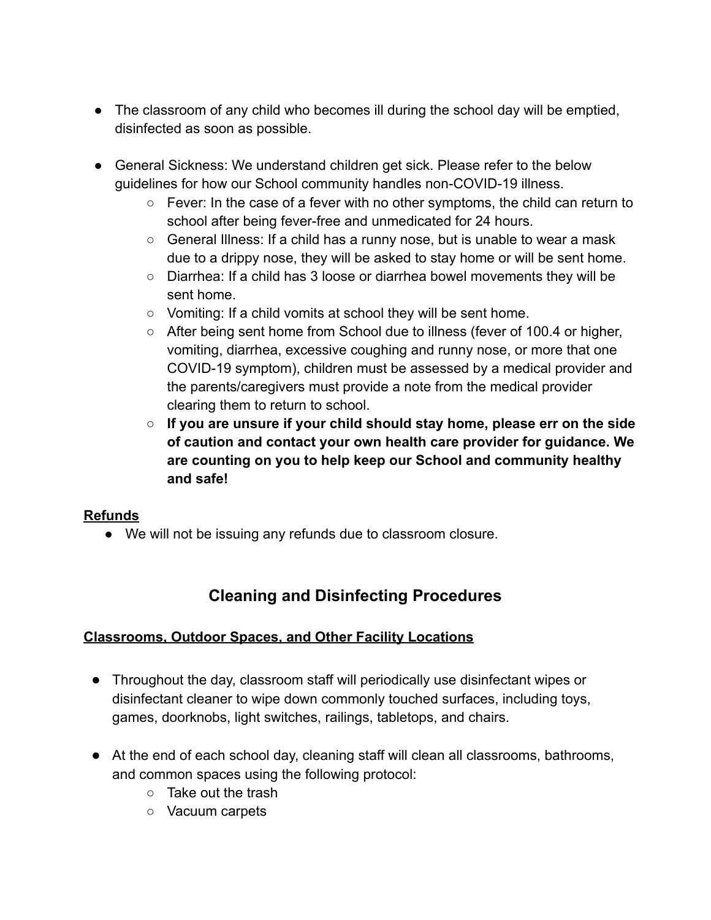- The classroom of any child who becomes ill during the school day will be emptied, disinfected as soon as possible.

- General Sickness: We understand children get sick. Please refer to the below guidelines for how our School community handles non-COVID-19 illness.
    - Fever: In the case of a fever with no other symptoms, the child can return to school after being fever-free and unmedicated for 24 hours.
    - General Illness: If a child has a runny nose, but is unable to wear a mask due to a drippy nose, they will be asked to stay home or will be sent home.
    - Diarrhea: If a child has 3 loose or diarrhea bowel movements they will be sent home.
    - Vomiting: If a child vomits at school they will be sent home.
    - After being sent home from School due to illness (fever of 100.4 or higher, vomiting, diarrhea, excessive coughing and runny nose, or more that one COVID-19 symptom), children must be assessed by a medical provider and the parents/caregivers must provide a note from the medical provider clearing them to return to school.
    - **If you are unsure if your child should stay home, please err on the side of caution and contact your own health care provider for guidance. We are counting on you to help keep our School and community healthy and safe!**

**Refunds**

- We will not be issuing any refunds due to classroom closure.

## Cleaning and Disinfecting Procedures

**Classrooms, Outdoor Spaces, and Other Facility Locations**

- Throughout the day, classroom staff will periodically use disinfectant wipes or disinfectant cleaner to wipe down commonly touched surfaces, including toys, games, doorknobs, light switches, railings, tabletops, and chairs.

- At the end of each school day, cleaning staff will clean all classrooms, bathrooms, and common spaces using the following protocol:
    - Take out the trash
    - Vacuum carpets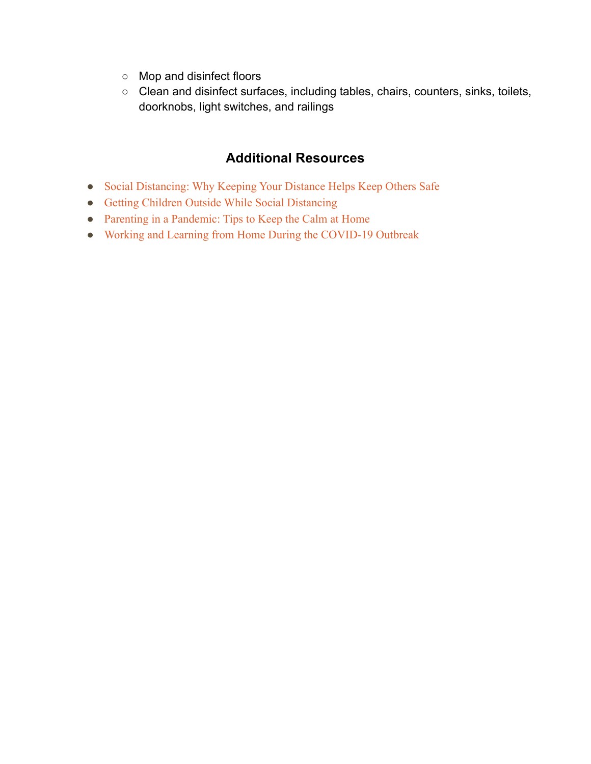- Mop and disinfect floors
    - Clean and disinfect surfaces, including tables, chairs, counters, sinks, toilets, doorknobs, light switches, and railings

## Additional Resources

- Social Distancing: Why Keeping Your Distance Helps Keep Others Safe
- Getting Children Outside While Social Distancing
- Parenting in a Pandemic: Tips to Keep the Calm at Home
- Working and Learning from Home During the COVID-19 Outbreak